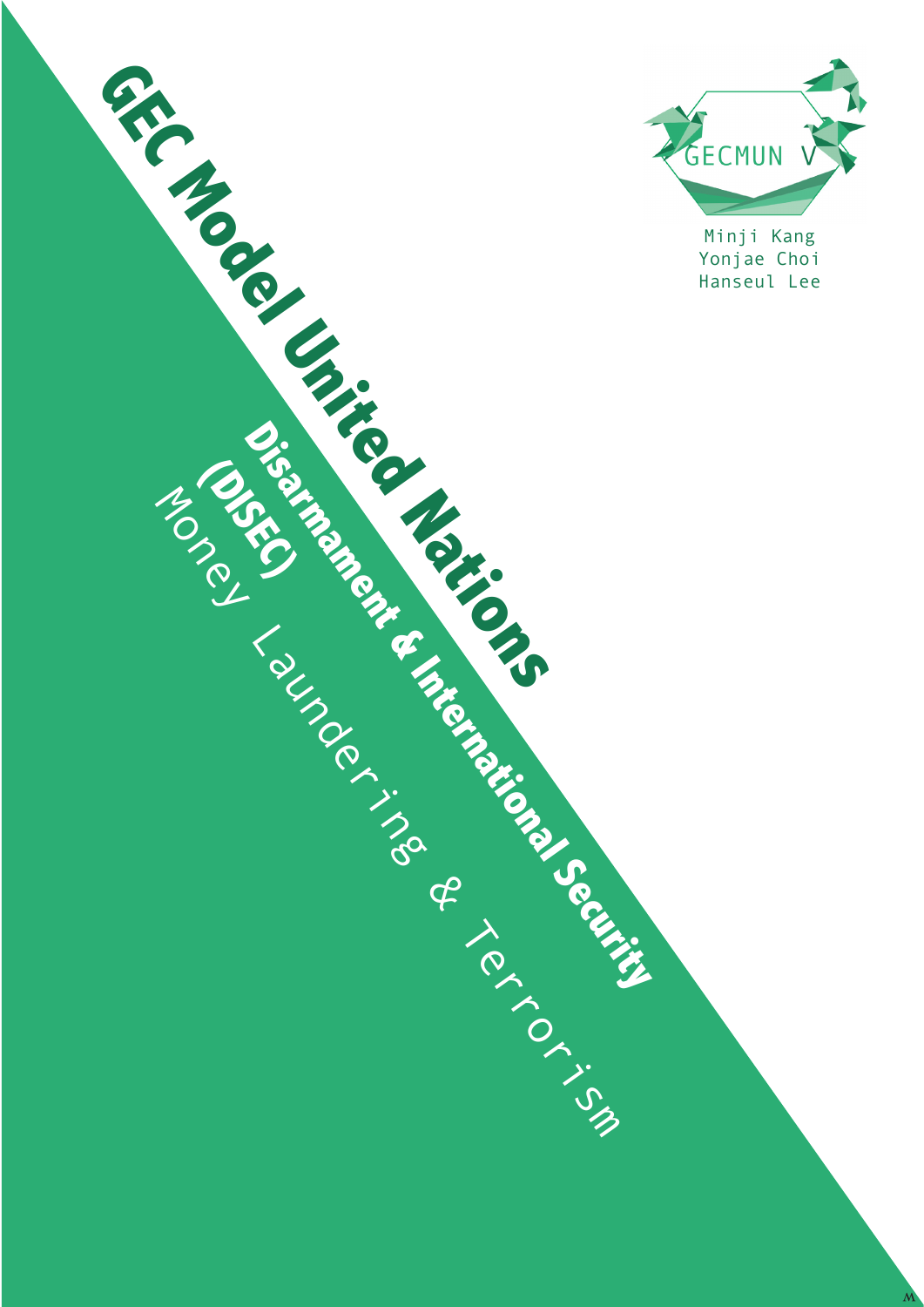# GEC Model United Nations

## Disarmament & International Security (DISEC)

Money Laundering & Terrorism

GECMUN V

Minji Kang
Yonjae Choi
Hanseul Lee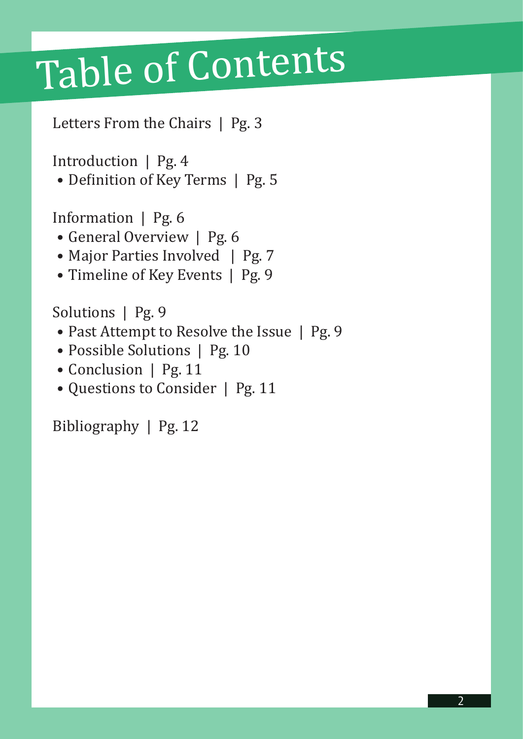# Table of Contents

Letters From the Chairs | Pg. 3

Introduction | Pg. 4
- Definition of Key Terms | Pg. 5

Information | Pg. 6
- General Overview | Pg. 6
- Major Parties Involved | Pg. 7
- Timeline of Key Events | Pg. 9

Solutions | Pg. 9
- Past Attempt to Resolve the Issue | Pg. 9
- Possible Solutions | Pg. 10
- Conclusion | Pg. 11
- Questions to Consider | Pg. 11

Bibliography | Pg. 12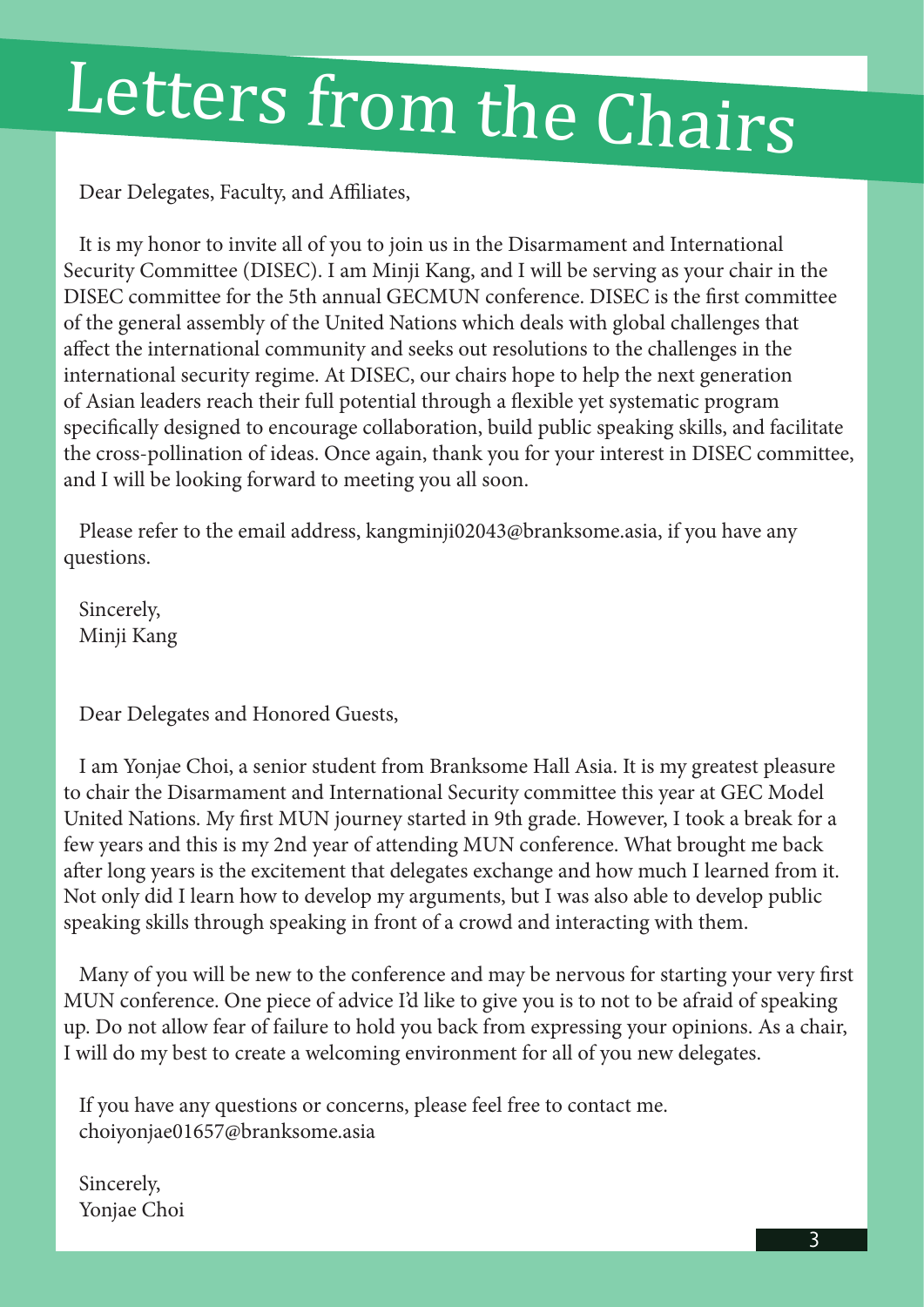# Letters from the Chairs

Dear Delegates, Faculty, and Affiliates,

It is my honor to invite all of you to join us in the Disarmament and International Security Committee (DISEC). I am Minji Kang, and I will be serving as your chair in the DISEC committee for the 5th annual GECMUN conference. DISEC is the first committee of the general assembly of the United Nations which deals with global challenges that affect the international community and seeks out resolutions to the challenges in the international security regime. At DISEC, our chairs hope to help the next generation of Asian leaders reach their full potential through a flexible yet systematic program specifically designed to encourage collaboration, build public speaking skills, and facilitate the cross-pollination of ideas. Once again, thank you for your interest in DISEC committee, and I will be looking forward to meeting you all soon.

Please refer to the email address, kangminji02043@branksome.asia, if you have any questions.

Sincerely,
Minji Kang

Dear Delegates and Honored Guests,

I am Yonjae Choi, a senior student from Branksome Hall Asia. It is my greatest pleasure to chair the Disarmament and International Security committee this year at GEC Model United Nations. My first MUN journey started in 9th grade. However, I took a break for a few years and this is my 2nd year of attending MUN conference. What brought me back after long years is the excitement that delegates exchange and how much I learned from it. Not only did I learn how to develop my arguments, but I was also able to develop public speaking skills through speaking in front of a crowd and interacting with them.

Many of you will be new to the conference and may be nervous for starting your very first MUN conference. One piece of advice I'd like to give you is to not to be afraid of speaking up. Do not allow fear of failure to hold you back from expressing your opinions. As a chair, I will do my best to create a welcoming environment for all of you new delegates.

If you have any questions or concerns, please feel free to contact me.
choiyonjae01657@branksome.asia

Sincerely,
Yonjae Choi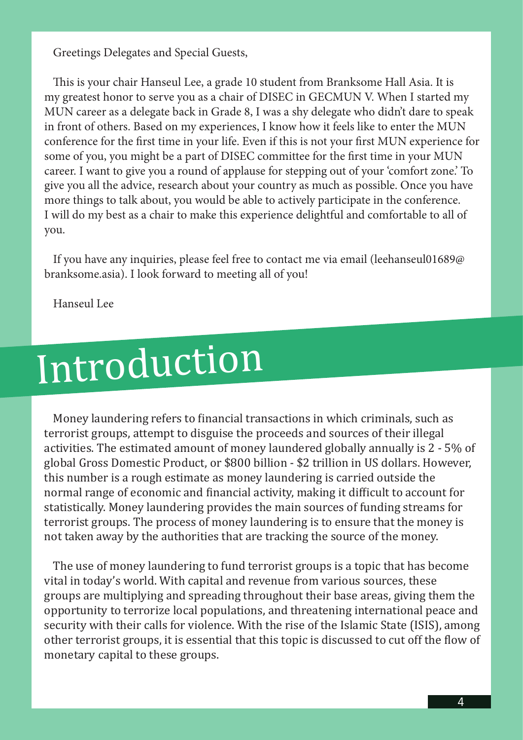Greetings Delegates and Special Guests,

This is your chair Hanseul Lee, a grade 10 student from Branksome Hall Asia. It is my greatest honor to serve you as a chair of DISEC in GECMUN V. When I started my MUN career as a delegate back in Grade 8, I was a shy delegate who didn't dare to speak in front of others. Based on my experiences, I know how it feels like to enter the MUN conference for the first time in your life. Even if this is not your first MUN experience for some of you, you might be a part of DISEC committee for the first time in your MUN career. I want to give you a round of applause for stepping out of your 'comfort zone.' To give you all the advice, research about your country as much as possible. Once you have more things to talk about, you would be able to actively participate in the conference. I will do my best as a chair to make this experience delightful and comfortable to all of you.

If you have any inquiries, please feel free to contact me via email (leehanseul01689@branksome.asia). I look forward to meeting all of you!

Hanseul Lee

# Introduction

Money laundering refers to financial transactions in which criminals, such as terrorist groups, attempt to disguise the proceeds and sources of their illegal activities. The estimated amount of money laundered globally annually is 2 - 5% of global Gross Domestic Product, or \$800 billion - \$2 trillion in US dollars. However, this number is a rough estimate as money laundering is carried outside the normal range of economic and financial activity, making it difficult to account for statistically. Money laundering provides the main sources of funding streams for terrorist groups. The process of money laundering is to ensure that the money is not taken away by the authorities that are tracking the source of the money.

The use of money laundering to fund terrorist groups is a topic that has become vital in today's world. With capital and revenue from various sources, these groups are multiplying and spreading throughout their base areas, giving them the opportunity to terrorize local populations, and threatening international peace and security with their calls for violence. With the rise of the Islamic State (ISIS), among other terrorist groups, it is essential that this topic is discussed to cut off the flow of monetary capital to these groups.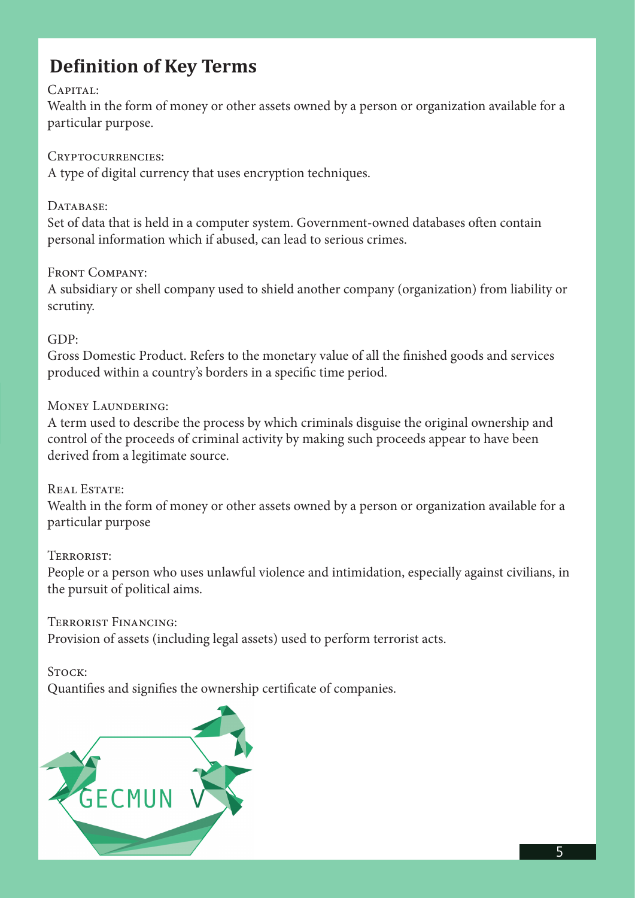## Definition of Key Terms

Capital:
Wealth in the form of money or other assets owned by a person or organization available for a particular purpose.

Cryptocurrencies:
A type of digital currency that uses encryption techniques.

Database:
Set of data that is held in a computer system. Government-owned databases often contain personal information which if abused, can lead to serious crimes.

Front Company:
A subsidiary or shell company used to shield another company (organization) from liability or scrutiny.

GDP:
Gross Domestic Product. Refers to the monetary value of all the finished goods and services produced within a country's borders in a specific time period.

Money Laundering:
A term used to describe the process by which criminals disguise the original ownership and control of the proceeds of criminal activity by making such proceeds appear to have been derived from a legitimate source.

Real Estate:
Wealth in the form of money or other assets owned by a person or organization available for a particular purpose

Terrorist:
People or a person who uses unlawful violence and intimidation, especially against civilians, in the pursuit of political aims.

Terrorist Financing:
Provision of assets (including legal assets) used to perform terrorist acts.

Stock:
Quantifies and signifies the ownership certificate of companies.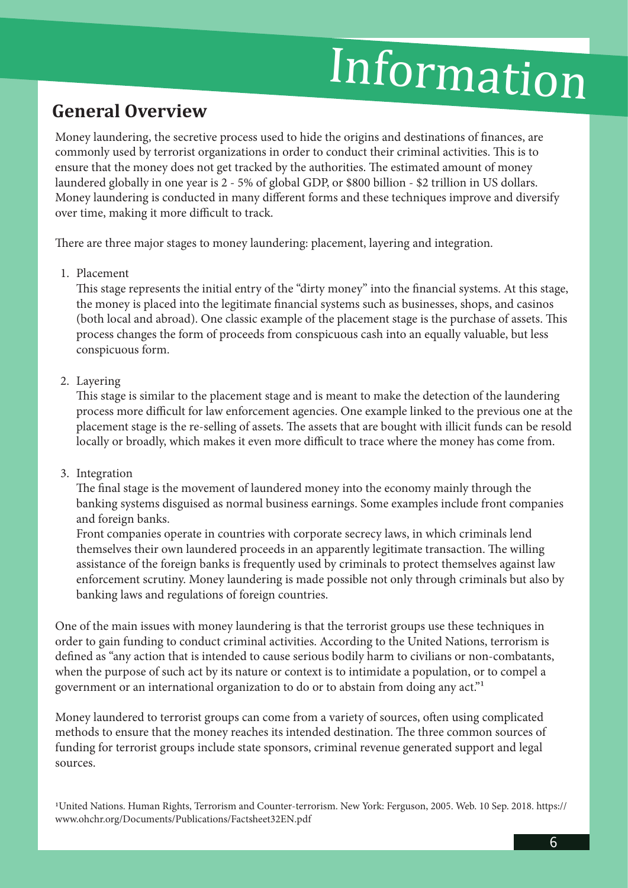# Information

## General Overview

Money laundering, the secretive process used to hide the origins and destinations of finances, are commonly used by terrorist organizations in order to conduct their criminal activities. This is to ensure that the money does not get tracked by the authorities. The estimated amount of money laundered globally in one year is 2 - 5% of global GDP, or $800 billion - $2 trillion in US dollars. Money laundering is conducted in many different forms and these techniques improve and diversify over time, making it more difficult to track.

There are three major stages to money laundering: placement, layering and integration.

1. Placement
   This stage represents the initial entry of the "dirty money" into the financial systems. At this stage, the money is placed into the legitimate financial systems such as businesses, shops, and casinos (both local and abroad). One classic example of the placement stage is the purchase of assets. This process changes the form of proceeds from conspicuous cash into an equally valuable, but less conspicuous form.

2. Layering
   This stage is similar to the placement stage and is meant to make the detection of the laundering process more difficult for law enforcement agencies. One example linked to the previous one at the placement stage is the re-selling of assets. The assets that are bought with illicit funds can be resold locally or broadly, which makes it even more difficult to trace where the money has come from.

3. Integration
   The final stage is the movement of laundered money into the economy mainly through the banking systems disguised as normal business earnings. Some examples include front companies and foreign banks.
   Front companies operate in countries with corporate secrecy laws, in which criminals lend themselves their own laundered proceeds in an apparently legitimate transaction. The willing assistance of the foreign banks is frequently used by criminals to protect themselves against law enforcement scrutiny. Money laundering is made possible not only through criminals but also by banking laws and regulations of foreign countries.

One of the main issues with money laundering is that the terrorist groups use these techniques in order to gain funding to conduct criminal activities. According to the United Nations, terrorism is defined as "any action that is intended to cause serious bodily harm to civilians or non-combatants, when the purpose of such act by its nature or context is to intimidate a population, or to compel a government or an international organization to do or to abstain from doing any act."[1]

Money laundered to terrorist groups can come from a variety of sources, often using complicated methods to ensure that the money reaches its intended destination. The three common sources of funding for terrorist groups include state sponsors, criminal revenue generated support and legal sources.

[1]United Nations. Human Rights, Terrorism and Counter-terrorism. New York: Ferguson, 2005. Web. 10 Sep. 2018. https://www.ohchr.org/Documents/Publications/Factsheet32EN.pdf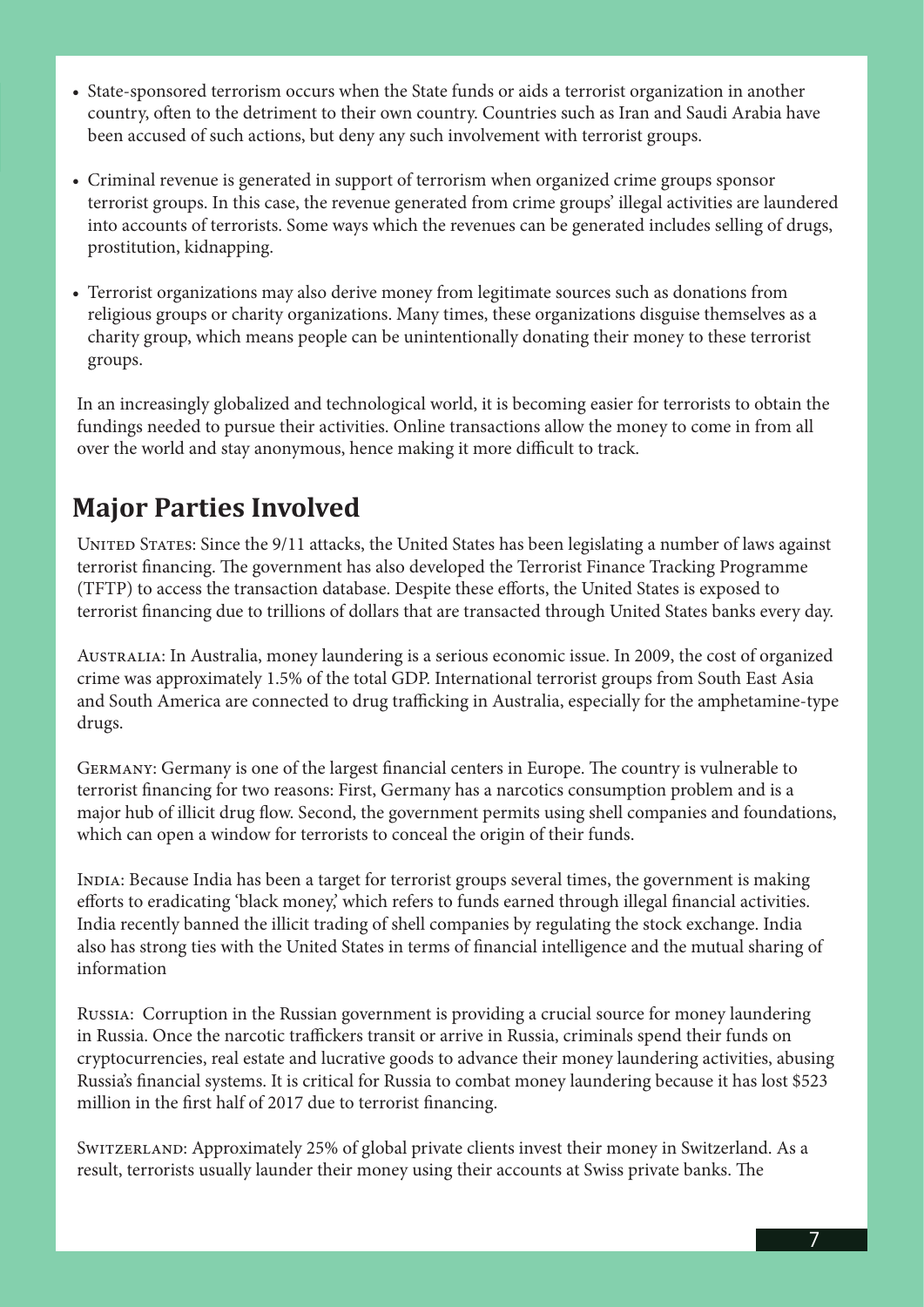- State-sponsored terrorism occurs when the State funds or aids a terrorist organization in another country, often to the detriment to their own country. Countries such as Iran and Saudi Arabia have been accused of such actions, but deny any such involvement with terrorist groups.

- Criminal revenue is generated in support of terrorism when organized crime groups sponsor terrorist groups. In this case, the revenue generated from crime groups' illegal activities are laundered into accounts of terrorists. Some ways which the revenues can be generated includes selling of drugs, prostitution, kidnapping.

- Terrorist organizations may also derive money from legitimate sources such as donations from religious groups or charity organizations. Many times, these organizations disguise themselves as a charity group, which means people can be unintentionally donating their money to these terrorist groups.

In an increasingly globalized and technological world, it is becoming easier for terrorists to obtain the fundings needed to pursue their activities. Online transactions allow the money to come in from all over the world and stay anonymous, hence making it more difficult to track.

## Major Parties Involved

United States: Since the 9/11 attacks, the United States has been legislating a number of laws against terrorist financing. The government has also developed the Terrorist Finance Tracking Programme (TFTP) to access the transaction database. Despite these efforts, the United States is exposed to terrorist financing due to trillions of dollars that are transacted through United States banks every day.

Australia: In Australia, money laundering is a serious economic issue. In 2009, the cost of organized crime was approximately 1.5% of the total GDP. International terrorist groups from South East Asia and South America are connected to drug trafficking in Australia, especially for the amphetamine-type drugs.

Germany: Germany is one of the largest financial centers in Europe. The country is vulnerable to terrorist financing for two reasons: First, Germany has a narcotics consumption problem and is a major hub of illicit drug flow. Second, the government permits using shell companies and foundations, which can open a window for terrorists to conceal the origin of their funds.

India: Because India has been a target for terrorist groups several times, the government is making efforts to eradicating 'black money,' which refers to funds earned through illegal financial activities. India recently banned the illicit trading of shell companies by regulating the stock exchange. India also has strong ties with the United States in terms of financial intelligence and the mutual sharing of information

Russia: Corruption in the Russian government is providing a crucial source for money laundering in Russia. Once the narcotic traffickers transit or arrive in Russia, criminals spend their funds on cryptocurrencies, real estate and lucrative goods to advance their money laundering activities, abusing Russia's financial systems. It is critical for Russia to combat money laundering because it has lost $523 million in the first half of 2017 due to terrorist financing.

Switzerland: Approximately 25% of global private clients invest their money in Switzerland. As a result, terrorists usually launder their money using their accounts at Swiss private banks. The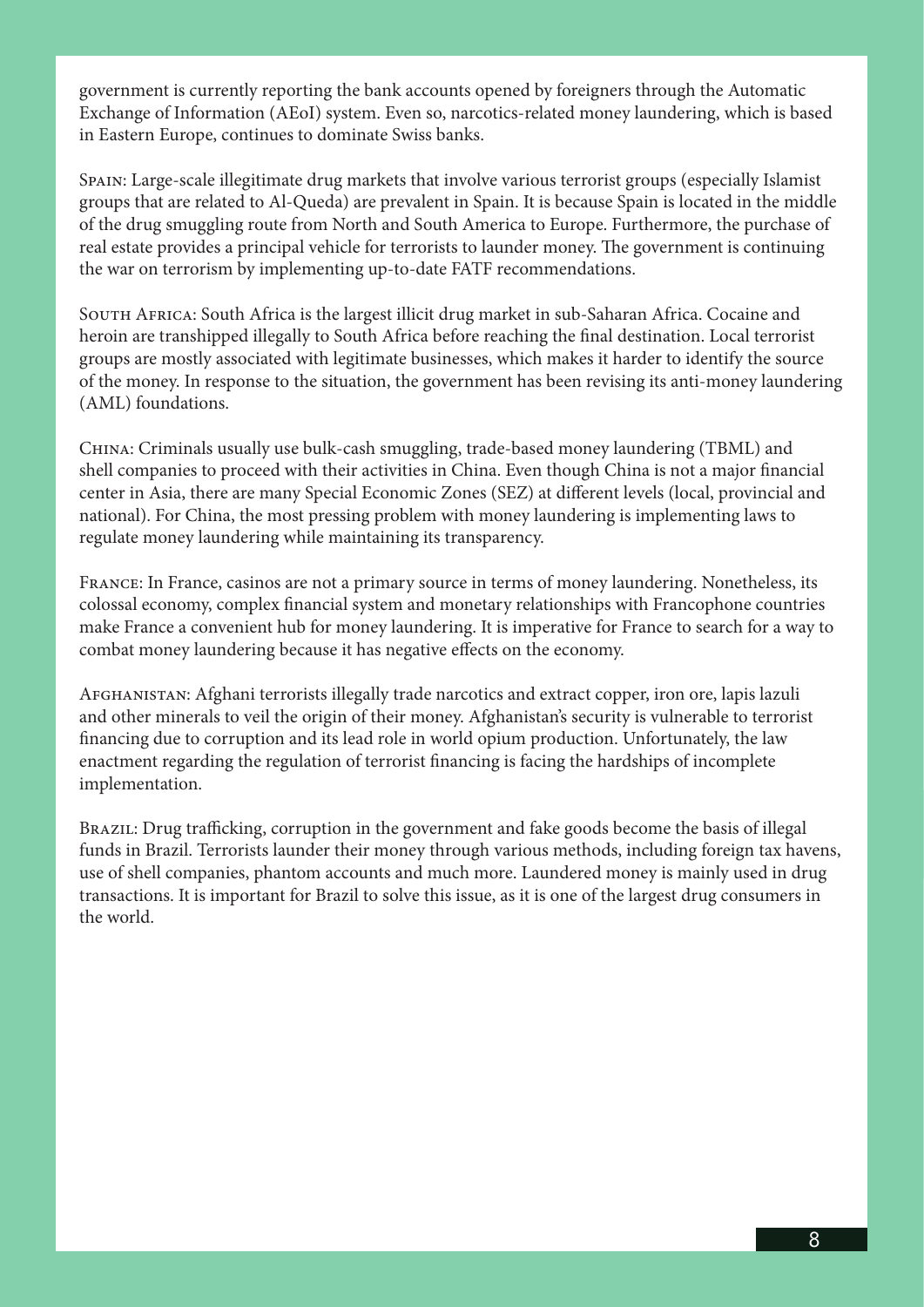government is currently reporting the bank accounts opened by foreigners through the Automatic Exchange of Information (AEoI) system. Even so, narcotics-related money laundering, which is based in Eastern Europe, continues to dominate Swiss banks.

Spain: Large-scale illegitimate drug markets that involve various terrorist groups (especially Islamist groups that are related to Al-Queda) are prevalent in Spain. It is because Spain is located in the middle of the drug smuggling route from North and South America to Europe. Furthermore, the purchase of real estate provides a principal vehicle for terrorists to launder money. The government is continuing the war on terrorism by implementing up-to-date FATF recommendations.

South Africa: South Africa is the largest illicit drug market in sub-Saharan Africa. Cocaine and heroin are transhipped illegally to South Africa before reaching the final destination. Local terrorist groups are mostly associated with legitimate businesses, which makes it harder to identify the source of the money. In response to the situation, the government has been revising its anti-money laundering (AML) foundations.

China: Criminals usually use bulk-cash smuggling, trade-based money laundering (TBML) and shell companies to proceed with their activities in China. Even though China is not a major financial center in Asia, there are many Special Economic Zones (SEZ) at different levels (local, provincial and national). For China, the most pressing problem with money laundering is implementing laws to regulate money laundering while maintaining its transparency.

France: In France, casinos are not a primary source in terms of money laundering. Nonetheless, its colossal economy, complex financial system and monetary relationships with Francophone countries make France a convenient hub for money laundering. It is imperative for France to search for a way to combat money laundering because it has negative effects on the economy.

Afghanistan: Afghani terrorists illegally trade narcotics and extract copper, iron ore, lapis lazuli and other minerals to veil the origin of their money. Afghanistan's security is vulnerable to terrorist financing due to corruption and its lead role in world opium production. Unfortunately, the law enactment regarding the regulation of terrorist financing is facing the hardships of incomplete implementation.

Brazil: Drug trafficking, corruption in the government and fake goods become the basis of illegal funds in Brazil. Terrorists launder their money through various methods, including foreign tax havens, use of shell companies, phantom accounts and much more. Laundered money is mainly used in drug transactions. It is important for Brazil to solve this issue, as it is one of the largest drug consumers in the world.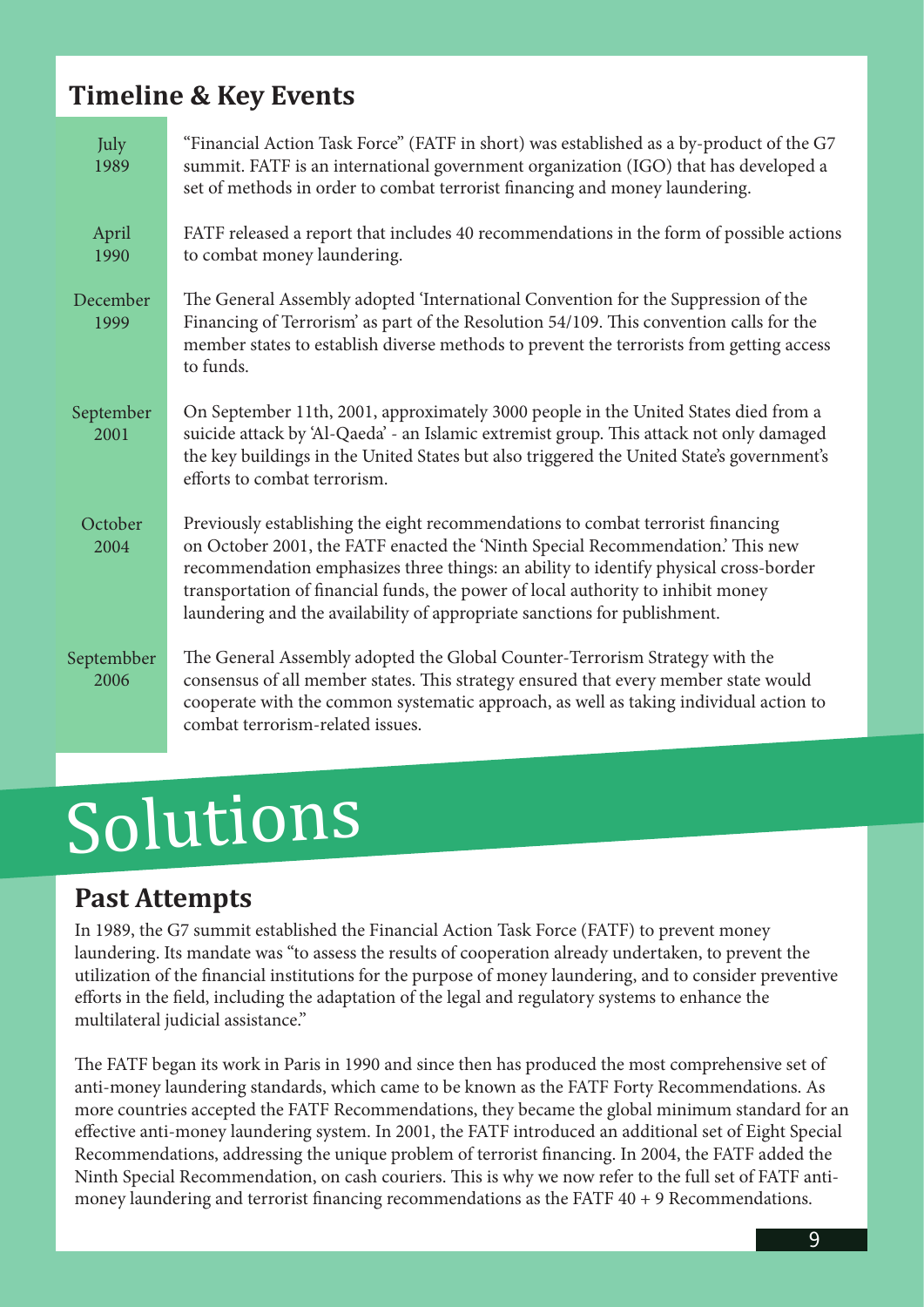## Timeline & Key Events

| | |
|---|---|
| July 1989 | "Financial Action Task Force" (FATF in short) was established as a by-product of the G7 summit. FATF is an international government organization (IGO) that has developed a set of methods in order to combat terrorist financing and money laundering. |
| April 1990 | FATF released a report that includes 40 recommendations in the form of possible actions to combat money laundering. |
| December 1999 | The General Assembly adopted 'International Convention for the Suppression of the Financing of Terrorism' as part of the Resolution 54/109. This convention calls for the member states to establish diverse methods to prevent the terrorists from getting access to funds. |
| September 2001 | On September 11th, 2001, approximately 3000 people in the United States died from a suicide attack by 'Al-Qaeda' - an Islamic extremist group. This attack not only damaged the key buildings in the United States but also triggered the United State's government's efforts to combat terrorism. |
| October 2004 | Previously establishing the eight recommendations to combat terrorist financing on October 2001, the FATF enacted the 'Ninth Special Recommendation.' This new recommendation emphasizes three things: an ability to identify physical cross-border transportation of financial funds, the power of local authority to inhibit money laundering and the availability of appropriate sanctions for publishment. |
| Septembber 2006 | The General Assembly adopted the Global Counter-Terrorism Strategy with the consensus of all member states. This strategy ensured that every member state would cooperate with the common systematic approach, as well as taking individual action to combat terrorism-related issues. |

# Solutions

## Past Attempts

In 1989, the G7 summit established the Financial Action Task Force (FATF) to prevent money laundering. Its mandate was "to assess the results of cooperation already undertaken, to prevent the utilization of the financial institutions for the purpose of money laundering, and to consider preventive efforts in the field, including the adaptation of the legal and regulatory systems to enhance the multilateral judicial assistance."

The FATF began its work in Paris in 1990 and since then has produced the most comprehensive set of anti-money laundering standards, which came to be known as the FATF Forty Recommendations. As more countries accepted the FATF Recommendations, they became the global minimum standard for an effective anti-money laundering system. In 2001, the FATF introduced an additional set of Eight Special Recommendations, addressing the unique problem of terrorist financing. In 2004, the FATF added the Ninth Special Recommendation, on cash couriers. This is why we now refer to the full set of FATF anti-money laundering and terrorist financing recommendations as the FATF 40 + 9 Recommendations.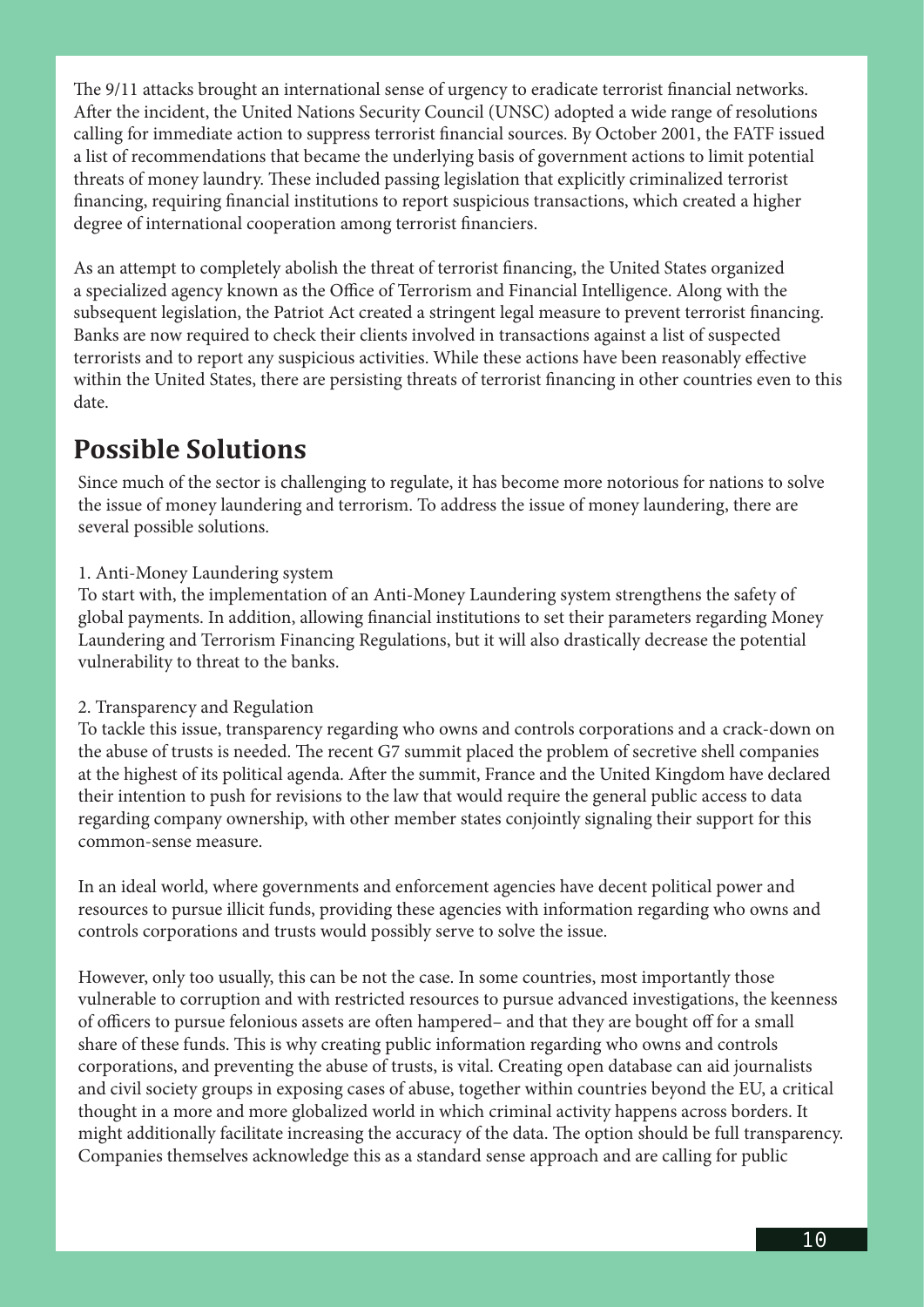The 9/11 attacks brought an international sense of urgency to eradicate terrorist financial networks. After the incident, the United Nations Security Council (UNSC) adopted a wide range of resolutions calling for immediate action to suppress terrorist financial sources. By October 2001, the FATF issued a list of recommendations that became the underlying basis of government actions to limit potential threats of money laundry. These included passing legislation that explicitly criminalized terrorist financing, requiring financial institutions to report suspicious transactions, which created a higher degree of international cooperation among terrorist financiers.

As an attempt to completely abolish the threat of terrorist financing, the United States organized a specialized agency known as the Office of Terrorism and Financial Intelligence. Along with the subsequent legislation, the Patriot Act created a stringent legal measure to prevent terrorist financing. Banks are now required to check their clients involved in transactions against a list of suspected terrorists and to report any suspicious activities. While these actions have been reasonably effective within the United States, there are persisting threats of terrorist financing in other countries even to this date.

## Possible Solutions

Since much of the sector is challenging to regulate, it has become more notorious for nations to solve the issue of money laundering and terrorism. To address the issue of money laundering, there are several possible solutions.

1. Anti-Money Laundering system

To start with, the implementation of an Anti-Money Laundering system strengthens the safety of global payments. In addition, allowing financial institutions to set their parameters regarding Money Laundering and Terrorism Financing Regulations, but it will also drastically decrease the potential vulnerability to threat to the banks.

2. Transparency and Regulation

To tackle this issue, transparency regarding who owns and controls corporations and a crack-down on the abuse of trusts is needed. The recent G7 summit placed the problem of secretive shell companies at the highest of its political agenda. After the summit, France and the United Kingdom have declared their intention to push for revisions to the law that would require the general public access to data regarding company ownership, with other member states conjointly signaling their support for this common-sense measure.

In an ideal world, where governments and enforcement agencies have decent political power and resources to pursue illicit funds, providing these agencies with information regarding who owns and controls corporations and trusts would possibly serve to solve the issue.

However, only too usually, this can be not the case. In some countries, most importantly those vulnerable to corruption and with restricted resources to pursue advanced investigations, the keenness of officers to pursue felonious assets are often hampered– and that they are bought off for a small share of these funds. This is why creating public information regarding who owns and controls corporations, and preventing the abuse of trusts, is vital. Creating open database can aid journalists and civil society groups in exposing cases of abuse, together within countries beyond the EU, a critical thought in a more and more globalized world in which criminal activity happens across borders. It might additionally facilitate increasing the accuracy of the data. The option should be full transparency. Companies themselves acknowledge this as a standard sense approach and are calling for public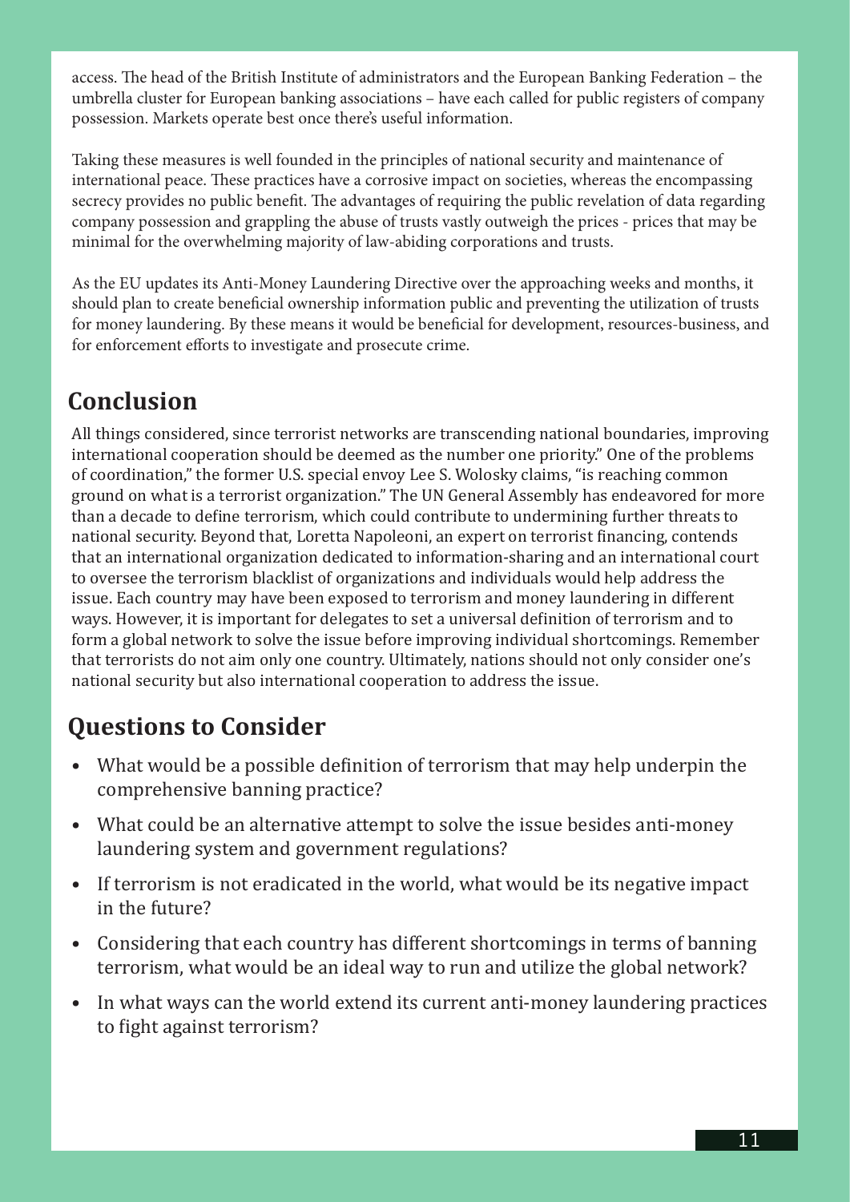access. The head of the British Institute of administrators and the European Banking Federation – the umbrella cluster for European banking associations – have each called for public registers of company possession. Markets operate best once there's useful information.

Taking these measures is well founded in the principles of national security and maintenance of international peace. These practices have a corrosive impact on societies, whereas the encompassing secrecy provides no public benefit. The advantages of requiring the public revelation of data regarding company possession and grappling the abuse of trusts vastly outweigh the prices - prices that may be minimal for the overwhelming majority of law-abiding corporations and trusts.

As the EU updates its Anti-Money Laundering Directive over the approaching weeks and months, it should plan to create beneficial ownership information public and preventing the utilization of trusts for money laundering. By these means it would be beneficial for development, resources-business, and for enforcement efforts to investigate and prosecute crime.

## Conclusion

All things considered, since terrorist networks are transcending national boundaries, improving international cooperation should be deemed as the number one priority." One of the problems of coordination," the former U.S. special envoy Lee S. Wolosky claims, "is reaching common ground on what is a terrorist organization." The UN General Assembly has endeavored for more than a decade to define terrorism, which could contribute to undermining further threats to national security. Beyond that, Loretta Napoleoni, an expert on terrorist financing, contends that an international organization dedicated to information-sharing and an international court to oversee the terrorism blacklist of organizations and individuals would help address the issue. Each country may have been exposed to terrorism and money laundering in different ways. However, it is important for delegates to set a universal definition of terrorism and to form a global network to solve the issue before improving individual shortcomings. Remember that terrorists do not aim only one country. Ultimately, nations should not only consider one's national security but also international cooperation to address the issue.

## Questions to Consider

- What would be a possible definition of terrorism that may help underpin the comprehensive banning practice?
- What could be an alternative attempt to solve the issue besides anti-money laundering system and government regulations?
- If terrorism is not eradicated in the world, what would be its negative impact in the future?
- Considering that each country has different shortcomings in terms of banning terrorism, what would be an ideal way to run and utilize the global network?
- In what ways can the world extend its current anti-money laundering practices to fight against terrorism?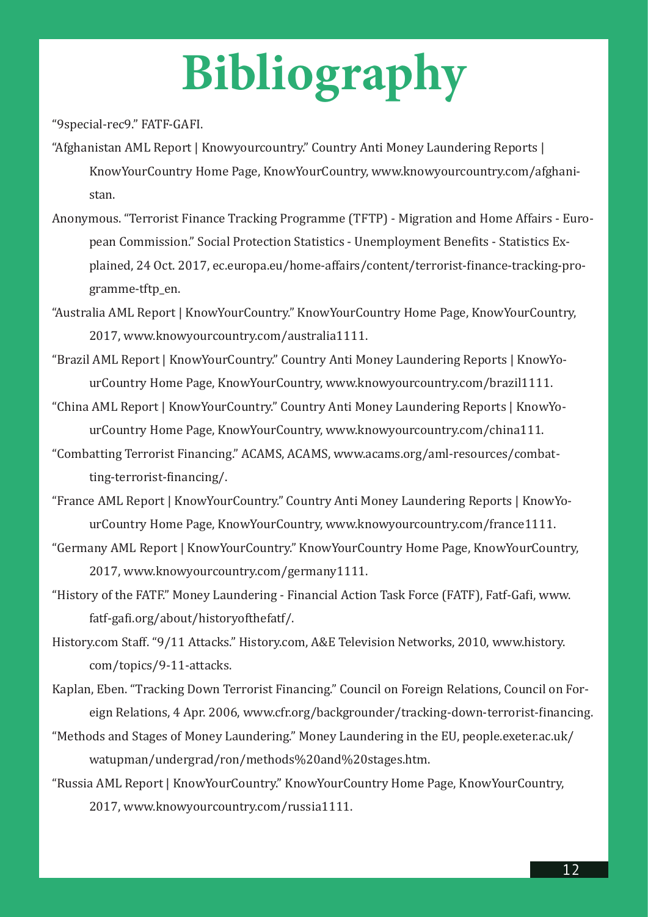# Bibliography

"9special-rec9." FATF-GAFI.

"Afghanistan AML Report | Knowyourcountry." Country Anti Money Laundering Reports | KnowYourCountry Home Page, KnowYourCountry, www.knowyourcountry.com/afghanistan.

Anonymous. "Terrorist Finance Tracking Programme (TFTP) - Migration and Home Affairs - European Commission." Social Protection Statistics - Unemployment Benefits - Statistics Explained, 24 Oct. 2017, ec.europa.eu/home-affairs/content/terrorist-finance-tracking-programme-tftp_en.

"Australia AML Report | KnowYourCountry." KnowYourCountry Home Page, KnowYourCountry, 2017, www.knowyourcountry.com/australia1111.

"Brazil AML Report | KnowYourCountry." Country Anti Money Laundering Reports | KnowYourCountry Home Page, KnowYourCountry, www.knowyourcountry.com/brazil1111.

"China AML Report | KnowYourCountry." Country Anti Money Laundering Reports | KnowYourCountry Home Page, KnowYourCountry, www.knowyourcountry.com/china111.

"Combatting Terrorist Financing." ACAMS, ACAMS, www.acams.org/aml-resources/combatting-terrorist-financing/.

"France AML Report | KnowYourCountry." Country Anti Money Laundering Reports | KnowYourCountry Home Page, KnowYourCountry, www.knowyourcountry.com/france1111.

"Germany AML Report | KnowYourCountry." KnowYourCountry Home Page, KnowYourCountry, 2017, www.knowyourcountry.com/germany1111.

"History of the FATF." Money Laundering - Financial Action Task Force (FATF), Fatf-Gafi, www.fatf-gafi.org/about/historyofthefatf/.

History.com Staff. "9/11 Attacks." History.com, A&E Television Networks, 2010, www.history.com/topics/9-11-attacks.

Kaplan, Eben. "Tracking Down Terrorist Financing." Council on Foreign Relations, Council on Foreign Relations, 4 Apr. 2006, www.cfr.org/backgrounder/tracking-down-terrorist-financing.

"Methods and Stages of Money Laundering." Money Laundering in the EU, people.exeter.ac.uk/watupman/undergrad/ron/methods%20and%20stages.htm.

"Russia AML Report | KnowYourCountry." KnowYourCountry Home Page, KnowYourCountry, 2017, www.knowyourcountry.com/russia1111.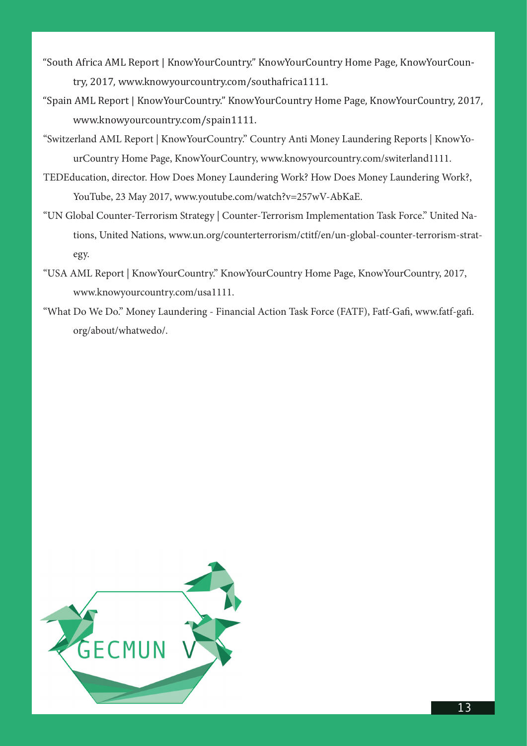"South Africa AML Report | KnowYourCountry." KnowYourCountry Home Page, KnowYourCountry, 2017, www.knowyourcountry.com/southafrica1111.

"Spain AML Report | KnowYourCountry." KnowYourCountry Home Page, KnowYourCountry, 2017, www.knowyourcountry.com/spain1111.

"Switzerland AML Report | KnowYourCountry." Country Anti Money Laundering Reports | KnowYourCountry Home Page, KnowYourCountry, www.knowyourcountry.com/switerland1111.

TEDEducation, director. How Does Money Laundering Work? How Does Money Laundering Work?, YouTube, 23 May 2017, www.youtube.com/watch?v=257wV-AbKaE.

"UN Global Counter-Terrorism Strategy | Counter-Terrorism Implementation Task Force." United Nations, United Nations, www.un.org/counterterrorism/ctitf/en/un-global-counter-terrorism-strategy.

"USA AML Report | KnowYourCountry." KnowYourCountry Home Page, KnowYourCountry, 2017, www.knowyourcountry.com/usa1111.

"What Do We Do." Money Laundering - Financial Action Task Force (FATF), Fatf-Gafi, www.fatf-gafi.org/about/whatwedo/.